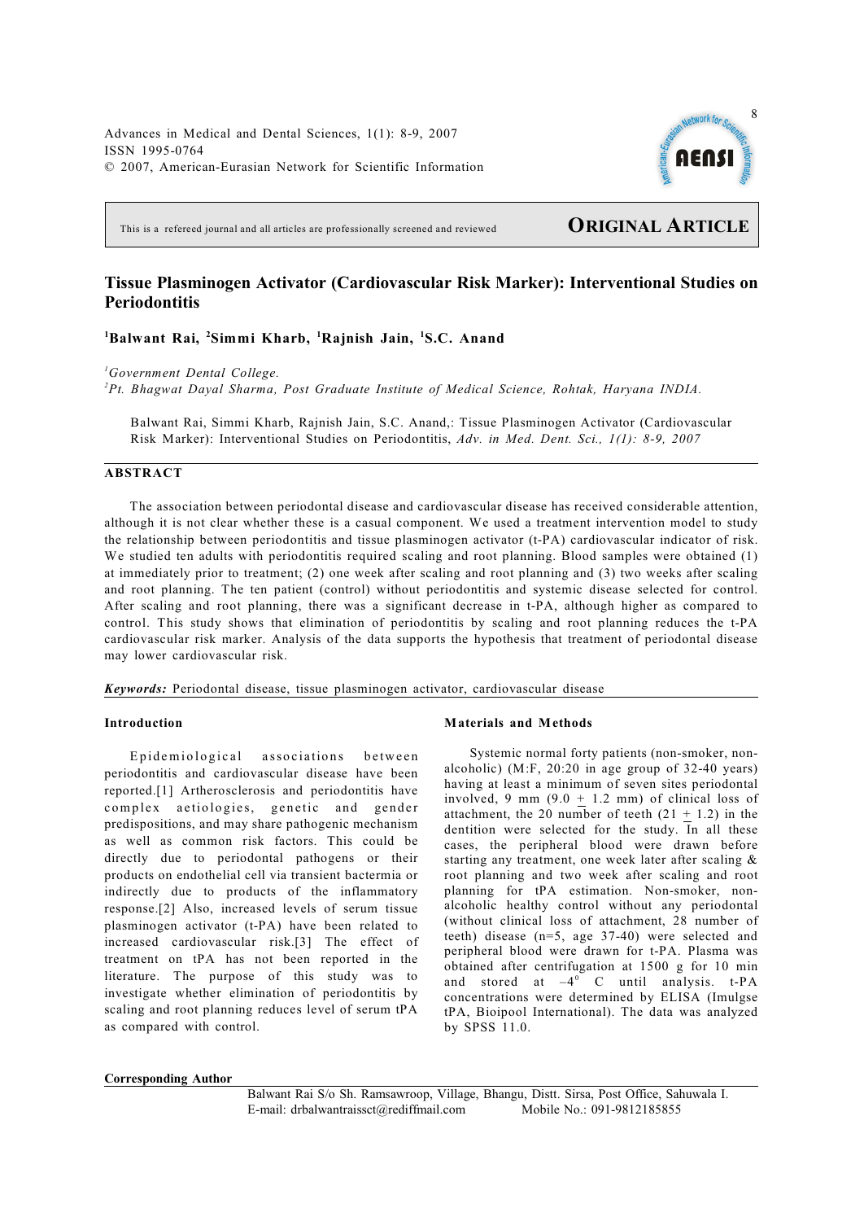This is a refereed journal and all articles are professionally screened and reviewed

**ORIGINAL ARTICLE**

# Tissue Plasminogen Activator (Cardiovascular Risk Marker): Interventional Studies on Periodontitis

**[1]Balwant Rai, [2]Simmi Kharb, [1]Rajnish Jain, [1]S.C. Anand**

[1]*Government Dental College.*
[2]*Pt. Bhagwat Dayal Sharma, Post Graduate Institute of Medical Science, Rohtak, Haryana INDIA.*

Balwant Rai, Simmi Kharb, Rajnish Jain, S.C. Anand,: Tissue Plasminogen Activator (Cardiovascular Risk Marker): Interventional Studies on Periodontitis, *Adv. in Med. Dent. Sci., 1(1): 8-9, 2007*

## ABSTRACT

The association between periodontal disease and cardiovascular disease has received considerable attention, although it is not clear whether these is a casual component. We used a treatment intervention model to study the relationship between periodontitis and tissue plasminogen activator (t-PA) cardiovascular indicator of risk. We studied ten adults with periodontitis required scaling and root planning. Blood samples were obtained (1) at immediately prior to treatment; (2) one week after scaling and root planning and (3) two weeks after scaling and root planning. The ten patient (control) without periodontitis and systemic disease selected for control. After scaling and root planning, there was a significant decrease in t-PA, although higher as compared to control. This study shows that elimination of periodontitis by scaling and root planning reduces the t-PA cardiovascular risk marker. Analysis of the data supports the hypothesis that treatment of periodontal disease may lower cardiovascular risk.

***Keywords:*** Periodontal disease, tissue plasminogen activator, cardiovascular disease

### Introduction

Epidemiological associations between periodontitis and cardiovascular disease have been reported.[1] Artherosclerosis and periodontitis have complex aetiologies, genetic and gender predispositions, and may share pathogenic mechanism as well as common risk factors. This could be directly due to periodontal pathogens or their products on endothelial cell via transient bactermia or indirectly due to products of the inflammatory response.[2] Also, increased levels of serum tissue plasminogen activator (t-PA) have been related to increased cardiovascular risk.[3] The effect of treatment on tPA has not been reported in the literature. The purpose of this study was to investigate whether elimination of periodontitis by scaling and root planning reduces level of serum tPA as compared with control.

### Materials and Methods

Systemic normal forty patients (non-smoker, non-alcoholic) (M:F, 20:20 in age group of 32-40 years) having at least a minimum of seven sites periodontal involved, 9 mm (9.0 $\pm$ 1.2 mm) of clinical loss of attachment, the 20 number of teeth (21 $\pm$ 1.2) in the dentition were selected for the study. In all these cases, the peripheral blood were drawn before starting any treatment, one week later after scaling & root planning and two week after scaling and root planning for tPA estimation. Non-smoker, non-alcoholic healthy control without any periodontal (without clinical loss of attachment, 28 number of teeth) disease (n=5, age 37-40) were selected and peripheral blood were drawn for t-PA. Plasma was obtained after centrifugation at 1500 g for 10 min and stored at $-4^{o}$ C until analysis. t-PA concentrations were determined by ELISA (Imulgse tPA, Bioipool International). The data was analyzed by SPSS 11.0.

**Corresponding Author**

Balwant Rai S/o Sh. Ramsawroop, Village, Bhangu, Distt. Sirsa, Post Office, Sahuwala I.
E-mail: drbalwantraissct@rediffmail.com Mobile No.: 091-9812185855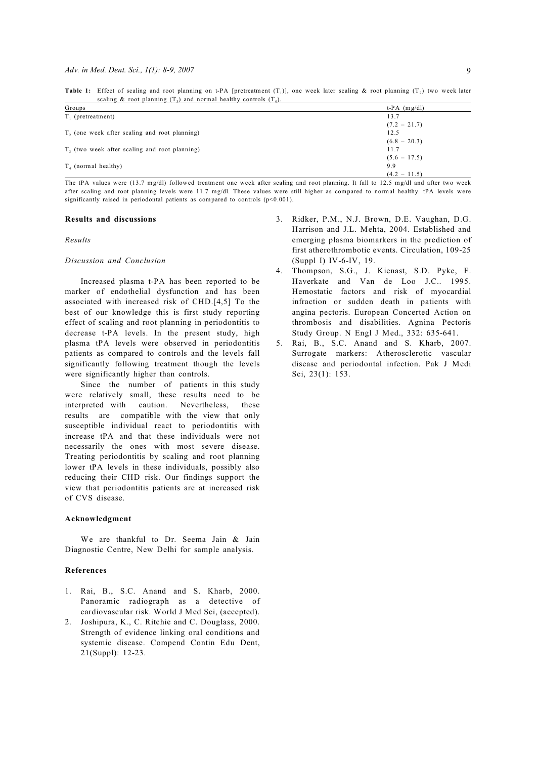**Table 1:** Effect of scaling and root planning on t-PA [pretreatment ($T_1$)], one week later scaling & root planning ($T_2$) two week later scaling & root planning ($T_3$) and normal healthy controls ($T_4$).

| Groups | t-PA (mg/dl) |
|---|---|
| $T_1$ (pretreatment) | 13.7 (7.2 – 21.7) |
| $T_2$ (one week after scaling and root planning) | 12.5 (6.8 – 20.3) |
| $T_3$ (two week after scaling and root planning) | 11.7 (5.6 – 17.5) |
| $T_4$ (normal healthy) | 9.9 (4.2 – 11.5) |

The tPA values were (13.7 mg/dl) followed treatment one week after scaling and root planning. It fall to 12.5 mg/dl and after two week after scaling and root planning levels were 11.7 mg/dl. These values were still higher as compared to normal healthy. tPA levels were significantly raised in periodontal patients as compared to controls ($p<0.001$).

## Results and discussions

### *Results*

### *Discussion and Conclusion*

Increased plasma t-PA has been reported to be marker of endothelial dysfunction and has been associated with increased risk of CHD.[4,5] To the best of our knowledge this is first study reporting effect of scaling and root planning in periodontitis to decrease t-PA levels. In the present study, high plasma tPA levels were observed in periodontitis patients as compared to controls and the levels fall significantly following treatment though the levels were significantly higher than controls.

Since the number of patients in this study were relatively small, these results need to be interpreted with caution. Nevertheless, these results are compatible with the view that only susceptible individual react to periodontitis with increase tPA and that these individuals were not necessarily the ones with most severe disease. Treating periodontitis by scaling and root planning lower tPA levels in these individuals, possibly also reducing their CHD risk. Our findings support the view that periodontitis patients are at increased risk of CVS disease.

## Acknowledgment

We are thankful to Dr. Seema Jain & Jain Diagnostic Centre, New Delhi for sample analysis.

## References

1. Rai, B., S.C. Anand and S. Kharb, 2000. Panoramic radiograph as a detective of cardiovascular risk. World J Med Sci, (accepted).
2. Joshipura, K., C. Ritchie and C. Douglass, 2000. Strength of evidence linking oral conditions and systemic disease. Compend Contin Edu Dent, 21(Suppl): 12-23.
3. Ridker, P.M., N.J. Brown, D.E. Vaughan, D.G. Harrison and J.L. Mehta, 2004. Established and emerging plasma biomarkers in the prediction of first atherothrombotic events. Circulation, 109-25 (Suppl I) IV-6-IV, 19.
4. Thompson, S.G., J. Kienast, S.D. Pyke, F. Haverkate and Van de Loo J.C.. 1995. Hemostatic factors and risk of myocardial infraction or sudden death in patients with angina pectoris. European Concerted Action on thrombosis and disabilities. Agnina Pectoris Study Group. N Engl J Med., 332: 635-641.
5. Rai, B., S.C. Anand and S. Kharb, 2007. Surrogate markers: Atherosclerotic vascular disease and periodontal infection. Pak J Medi Sci, 23(1): 153.